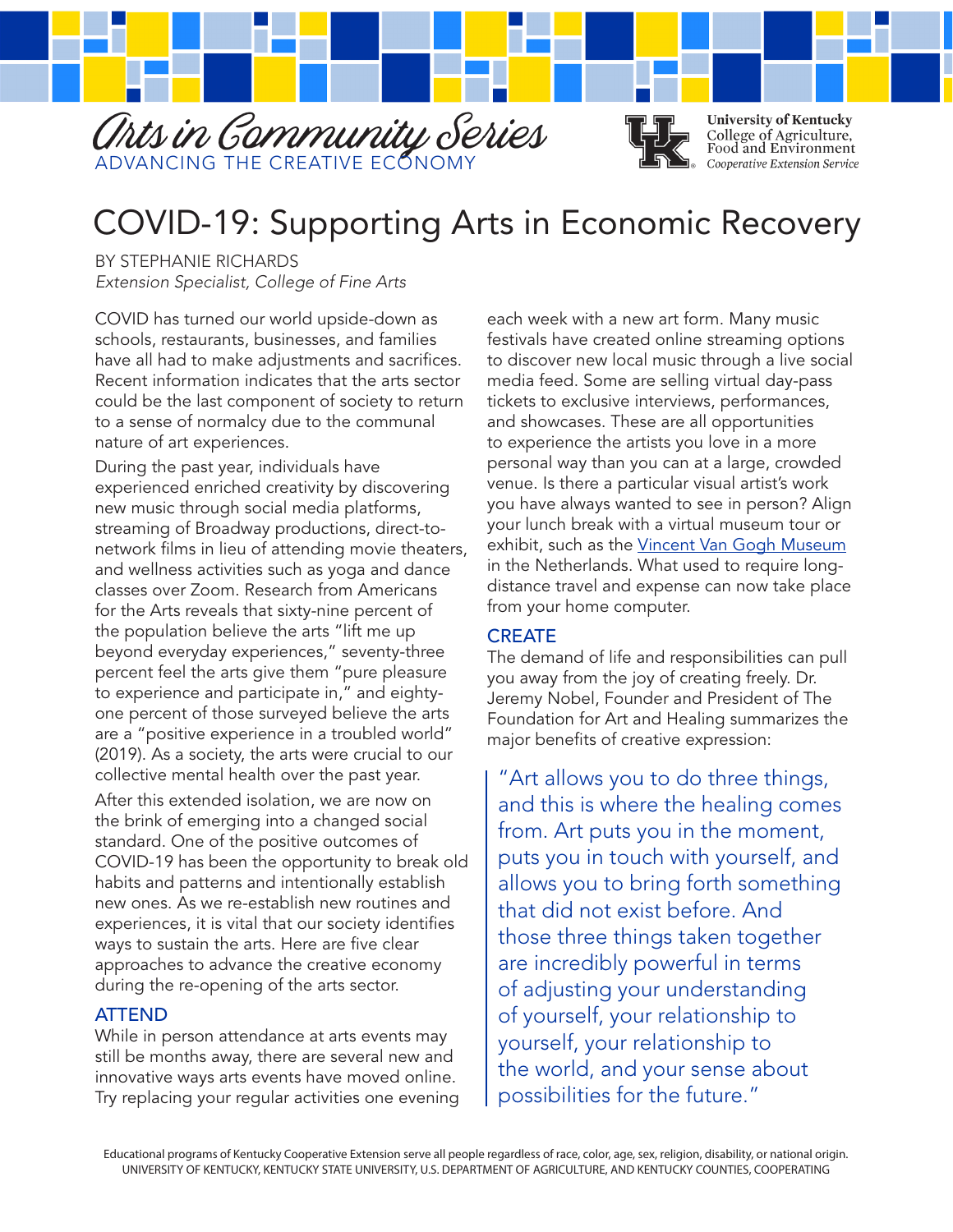# Arts in Community Series

ADVANCING THE CREATIVE ECONOMY

University of Kentucky
College of Agriculture, Food and Environment
*Cooperative Extension Service*

# COVID-19: Supporting Arts in Economic Recovery

BY STEPHANIE RICHARDS
*Extension Specialist, College of Fine Arts*

COVID has turned our world upside-down as schools, restaurants, businesses, and families have all had to make adjustments and sacrifices. Recent information indicates that the arts sector could be the last component of society to return to a sense of normalcy due to the communal nature of art experiences.

During the past year, individuals have experienced enriched creativity by discovering new music through social media platforms, streaming of Broadway productions, direct-to-network films in lieu of attending movie theaters, and wellness activities such as yoga and dance classes over Zoom. Research from Americans for the Arts reveals that sixty-nine percent of the population believe the arts "lift me up beyond everyday experiences," seventy-three percent feel the arts give them "pure pleasure to experience and participate in," and eighty-one percent of those surveyed believe the arts are a "positive experience in a troubled world" (2019). As a society, the arts were crucial to our collective mental health over the past year.

After this extended isolation, we are now on the brink of emerging into a changed social standard. One of the positive outcomes of COVID-19 has been the opportunity to break old habits and patterns and intentionally establish new ones. As we re-establish new routines and experiences, it is vital that our society identifies ways to sustain the arts. Here are five clear approaches to advance the creative economy during the re-opening of the arts sector.

## ATTEND

While in person attendance at arts events may still be months away, there are several new and innovative ways arts events have moved online. Try replacing your regular activities one evening each week with a new art form. Many music festivals have created online streaming options to discover new local music through a live social media feed. Some are selling virtual day-pass tickets to exclusive interviews, performances, and showcases. These are all opportunities to experience the artists you love in a more personal way than you can at a large, crowded venue. Is there a particular visual artist's work you have always wanted to see in person? Align your lunch break with a virtual museum tour or exhibit, such as the Vincent Van Gogh Museum in the Netherlands. What used to require long-distance travel and expense can now take place from your home computer.

## CREATE

The demand of life and responsibilities can pull you away from the joy of creating freely. Dr. Jeremy Nobel, Founder and President of The Foundation for Art and Healing summarizes the major benefits of creative expression:

> "Art allows you to do three things, and this is where the healing comes from. Art puts you in the moment, puts you in touch with yourself, and allows you to bring forth something that did not exist before. And those three things taken together are incredibly powerful in terms of adjusting your understanding of yourself, your relationship to yourself, your relationship to the world, and your sense about possibilities for the future."

Educational programs of Kentucky Cooperative Extension serve all people regardless of race, color, age, sex, religion, disability, or national origin.
UNIVERSITY OF KENTUCKY, KENTUCKY STATE UNIVERSITY, U.S. DEPARTMENT OF AGRICULTURE, AND KENTUCKY COUNTIES, COOPERATING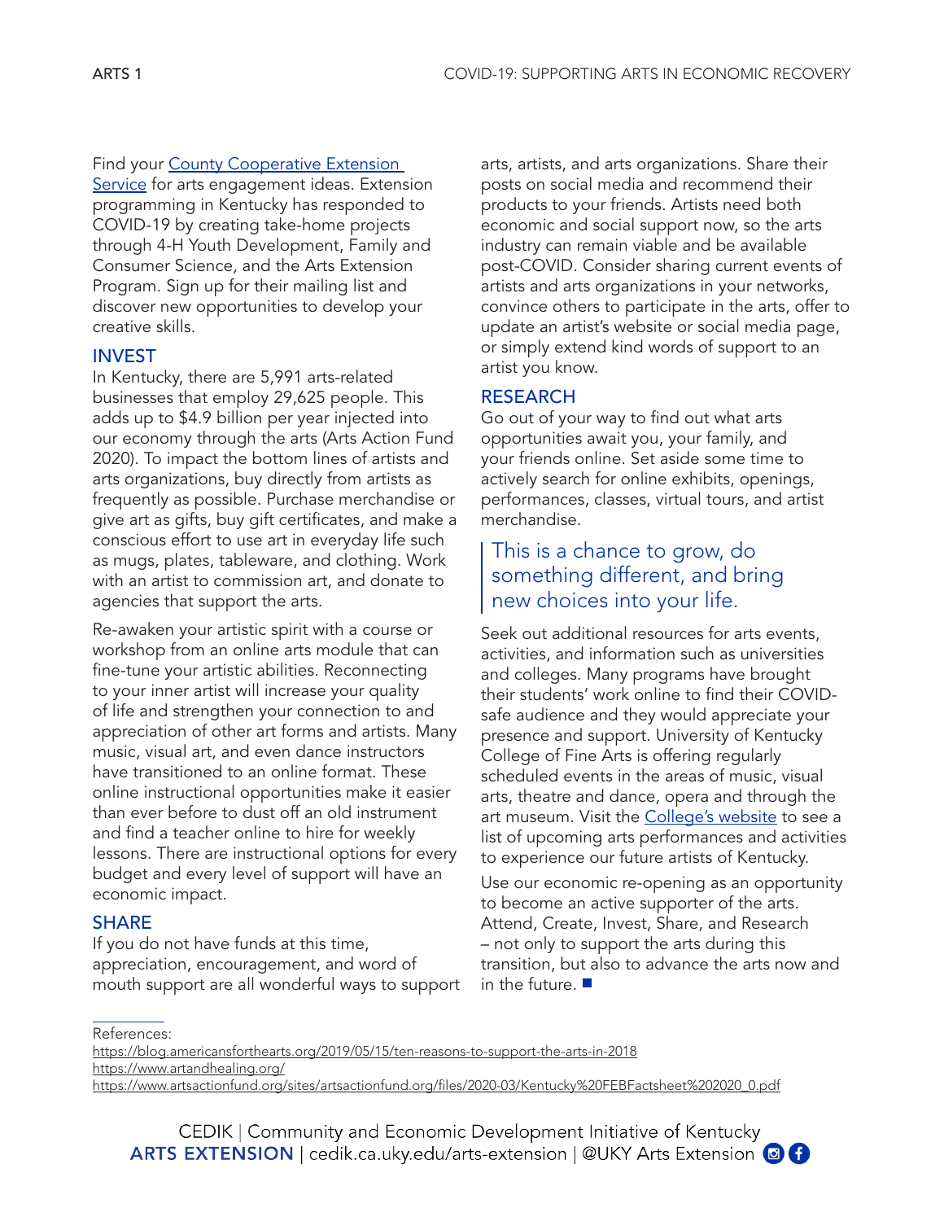Find your [County Cooperative Extension Service](#) for arts engagement ideas. Extension programming in Kentucky has responded to COVID-19 by creating take-home projects through 4-H Youth Development, Family and Consumer Science, and the Arts Extension Program. Sign up for their mailing list and discover new opportunities to develop your creative skills.

## INVEST

In Kentucky, there are 5,991 arts-related businesses that employ 29,625 people. This adds up to $4.9 billion per year injected into our economy through the arts (Arts Action Fund 2020). To impact the bottom lines of artists and arts organizations, buy directly from artists as frequently as possible. Purchase merchandise or give art as gifts, buy gift certificates, and make a conscious effort to use art in everyday life such as mugs, plates, tableware, and clothing. Work with an artist to commission art, and donate to agencies that support the arts.

Re-awaken your artistic spirit with a course or workshop from an online arts module that can fine-tune your artistic abilities. Reconnecting to your inner artist will increase your quality of life and strengthen your connection to and appreciation of other art forms and artists. Many music, visual art, and even dance instructors have transitioned to an online format. These online instructional opportunities make it easier than ever before to dust off an old instrument and find a teacher online to hire for weekly lessons. There are instructional options for every budget and every level of support will have an economic impact.

## SHARE

If you do not have funds at this time, appreciation, encouragement, and word of mouth support are all wonderful ways to support arts, artists, and arts organizations. Share their posts on social media and recommend their products to your friends. Artists need both economic and social support now, so the arts industry can remain viable and be available post-COVID. Consider sharing current events of artists and arts organizations in your networks, convince others to participate in the arts, offer to update an artist's website or social media page, or simply extend kind words of support to an artist you know.

## RESEARCH

Go out of your way to find out what arts opportunities await you, your family, and your friends online. Set aside some time to actively search for online exhibits, openings, performances, classes, virtual tours, and artist merchandise.

> This is a chance to grow, do something different, and bring new choices into your life.

Seek out additional resources for arts events, activities, and information such as universities and colleges. Many programs have brought their students' work online to find their COVID-safe audience and they would appreciate your presence and support. University of Kentucky College of Fine Arts is offering regularly scheduled events in the areas of music, visual arts, theatre and dance, opera and through the art museum. Visit the [College's website](#) to see a list of upcoming arts performances and activities to experience our future artists of Kentucky.

Use our economic re-opening as an opportunity to become an active supporter of the arts. Attend, Create, Invest, Share, and Research – not only to support the arts during this transition, but also to advance the arts now and in the future. ■

---

References:

https://blog.americansforthearts.org/2019/05/15/ten-reasons-to-support-the-arts-in-2018
https://www.artandhealing.org/
https://www.artsactionfund.org/sites/artsactionfund.org/files/2020-03/Kentucky%20FEBFactsheet%202020_0.pdf

CEDIK | Community and Economic Development Initiative of Kentucky
ARTS EXTENSION | cedik.ca.uky.edu/arts-extension | @UKY Arts Extension